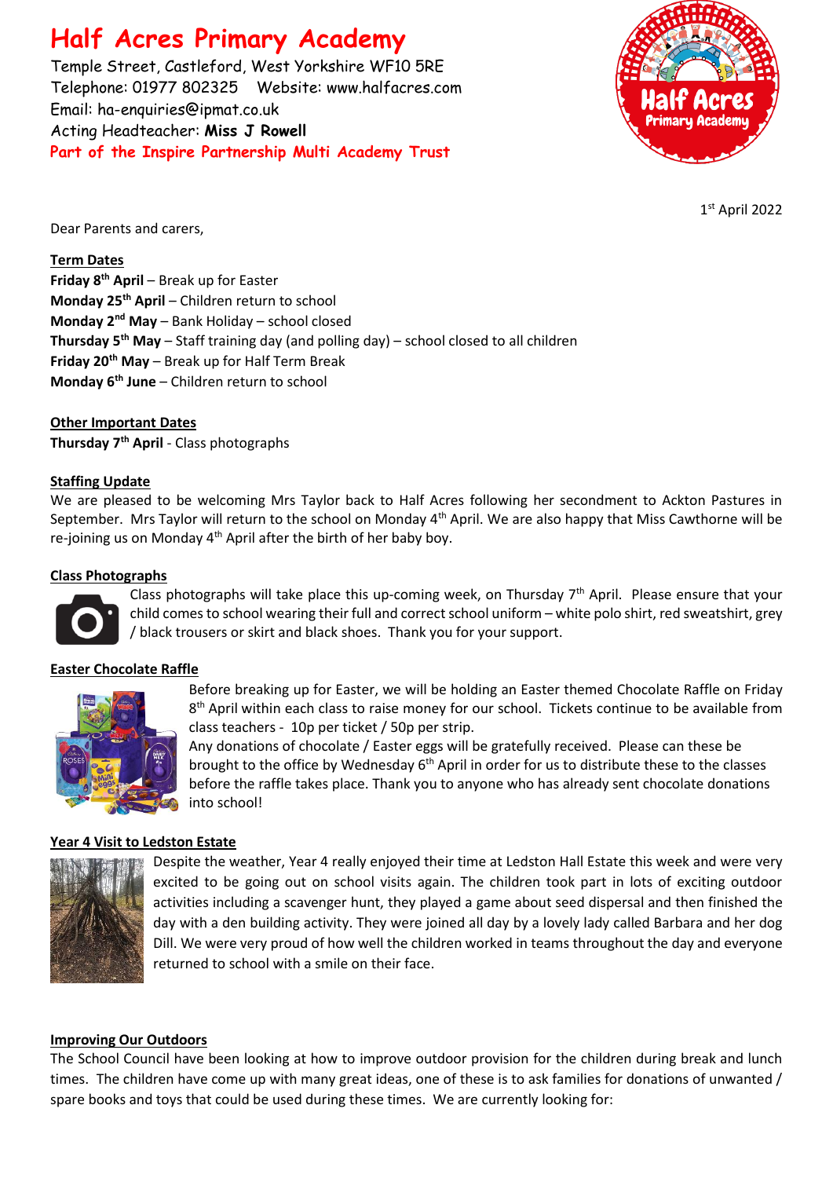# Half Acres Primary Academy

Temple Street, Castleford, West Yorkshire WF10 5RE
Telephone: 01977 802325 Website: www.halfacres.com
Email: ha-enquiries@ipmat.co.uk
Acting Headteacher: **Miss J Rowell**
**Part of the Inspire Partnership Multi Academy Trust**

1st April 2022

Dear Parents and carers,

**Term Dates**

**Friday 8th April** – Break up for Easter
**Monday 25th April** – Children return to school
**Monday 2nd May** – Bank Holiday – school closed
**Thursday 5th May** – Staff training day (and polling day) – school closed to all children
**Friday 20th May** – Break up for Half Term Break
**Monday 6th June** – Children return to school

**Other Important Dates**

**Thursday 7th April** - Class photographs

**Staffing Update**

We are pleased to be welcoming Mrs Taylor back to Half Acres following her secondment to Ackton Pastures in September. Mrs Taylor will return to the school on Monday 4th April. We are also happy that Miss Cawthorne will be re-joining us on Monday 4th April after the birth of her baby boy.

**Class Photographs**

Class photographs will take place this up-coming week, on Thursday 7th April. Please ensure that your child comes to school wearing their full and correct school uniform – white polo shirt, red sweatshirt, grey / black trousers or skirt and black shoes. Thank you for your support.

**Easter Chocolate Raffle**

Before breaking up for Easter, we will be holding an Easter themed Chocolate Raffle on Friday 8th April within each class to raise money for our school. Tickets continue to be available from class teachers - 10p per ticket / 50p per strip.
Any donations of chocolate / Easter eggs will be gratefully received. Please can these be brought to the office by Wednesday 6th April in order for us to distribute these to the classes before the raffle takes place. Thank you to anyone who has already sent chocolate donations into school!

**Year 4 Visit to Ledston Estate**

Despite the weather, Year 4 really enjoyed their time at Ledston Hall Estate this week and were very excited to be going out on school visits again. The children took part in lots of exciting outdoor activities including a scavenger hunt, they played a game about seed dispersal and then finished the day with a den building activity. They were joined all day by a lovely lady called Barbara and her dog Dill. We were very proud of how well the children worked in teams throughout the day and everyone returned to school with a smile on their face.

**Improving Our Outdoors**

The School Council have been looking at how to improve outdoor provision for the children during break and lunch times. The children have come up with many great ideas, one of these is to ask families for donations of unwanted / spare books and toys that could be used during these times. We are currently looking for: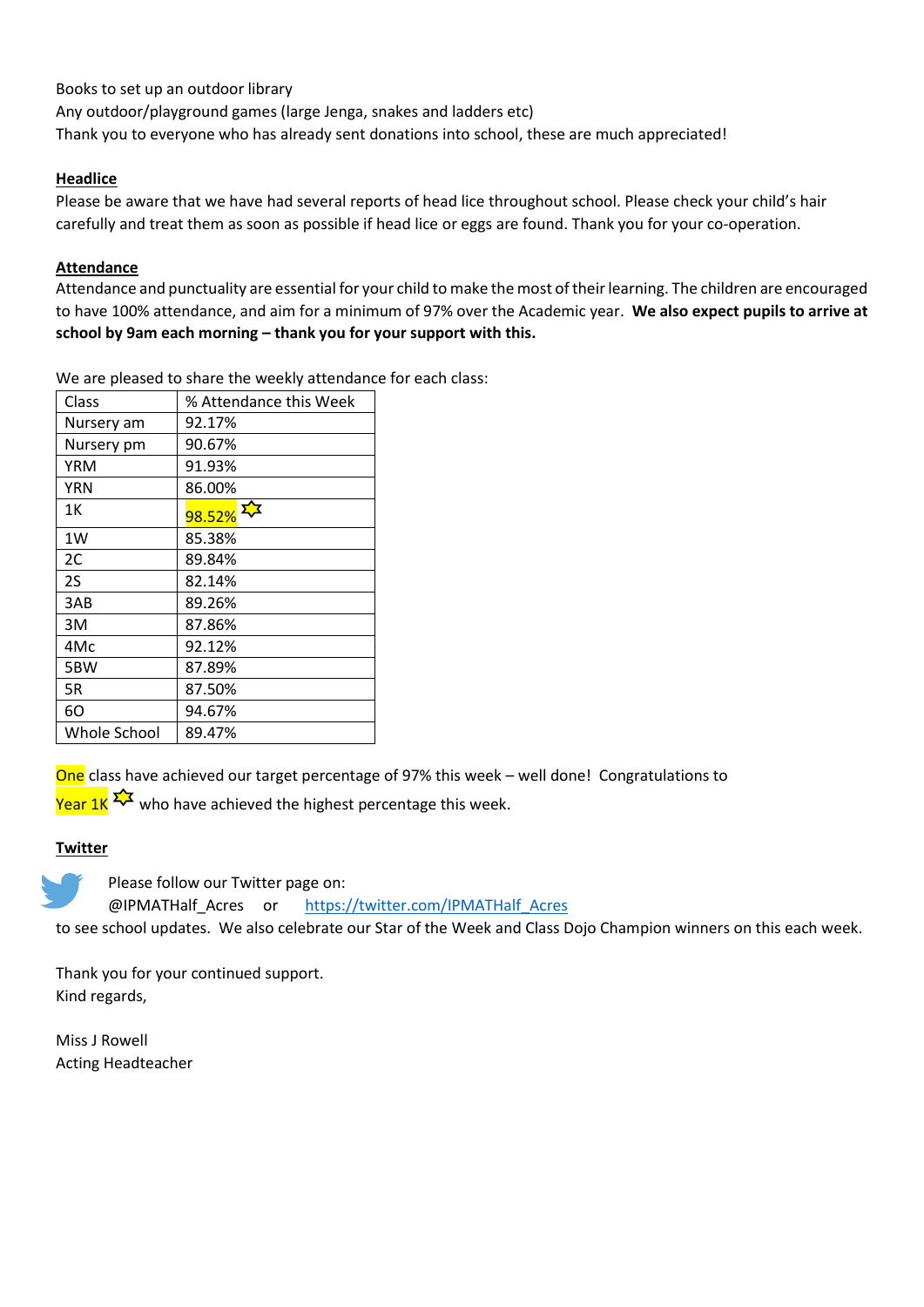Books to set up an outdoor library
Any outdoor/playground games (large Jenga, snakes and ladders etc)
Thank you to everyone who has already sent donations into school, these are much appreciated!

**Headlice**

Please be aware that we have had several reports of head lice throughout school. Please check your child's hair carefully and treat them as soon as possible if head lice or eggs are found. Thank you for your co-operation.

**Attendance**

Attendance and punctuality are essential for your child to make the most of their learning. The children are encouraged to have 100% attendance, and aim for a minimum of 97% over the Academic year. **We also expect pupils to arrive at school by 9am each morning – thank you for your support with this.**

We are pleased to share the weekly attendance for each class:

| Class | % Attendance this Week |
|---|---|
| Nursery am | 92.17% |
| Nursery pm | 90.67% |
| YRM | 91.93% |
| YRN | 86.00% |
| 1K | 98.52% |
| 1W | 85.38% |
| 2C | 89.84% |
| 2S | 82.14% |
| 3AB | 89.26% |
| 3M | 87.86% |
| 4Mc | 92.12% |
| 5BW | 87.89% |
| 5R | 87.50% |
| 6O | 94.67% |
| Whole School | 89.47% |

One class have achieved our target percentage of 97% this week – well done! Congratulations to Year 1K who have achieved the highest percentage this week.

**Twitter**

Please follow our Twitter page on:
@IPMATHalf_Acres or https://twitter.com/IPMATHalf_Acres
to see school updates. We also celebrate our Star of the Week and Class Dojo Champion winners on this each week.

Thank you for your continued support.
Kind regards,

Miss J Rowell
Acting Headteacher